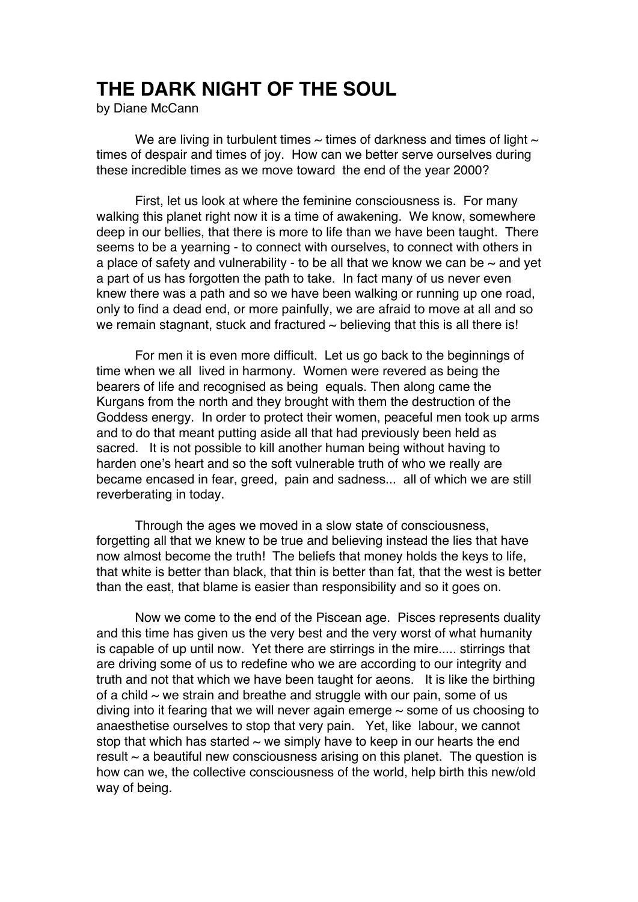# THE DARK NIGHT OF THE SOUL

by Diane McCann

We are living in turbulent times ~ times of darkness and times of light ~ times of despair and times of joy. How can we better serve ourselves during these incredible times as we move toward the end of the year 2000?

First, let us look at where the feminine consciousness is. For many walking this planet right now it is a time of awakening. We know, somewhere deep in our bellies, that there is more to life than we have been taught. There seems to be a yearning - to connect with ourselves, to connect with others in a place of safety and vulnerability - to be all that we know we can be ~ and yet a part of us has forgotten the path to take. In fact many of us never even knew there was a path and so we have been walking or running up one road, only to find a dead end, or more painfully, we are afraid to move at all and so we remain stagnant, stuck and fractured ~ believing that this is all there is!

For men it is even more difficult. Let us go back to the beginnings of time when we all lived in harmony. Women were revered as being the bearers of life and recognised as being equals. Then along came the Kurgans from the north and they brought with them the destruction of the Goddess energy. In order to protect their women, peaceful men took up arms and to do that meant putting aside all that had previously been held as sacred. It is not possible to kill another human being without having to harden one's heart and so the soft vulnerable truth of who we really are became encased in fear, greed, pain and sadness... all of which we are still reverberating in today.

Through the ages we moved in a slow state of consciousness, forgetting all that we knew to be true and believing instead the lies that have now almost become the truth! The beliefs that money holds the keys to life, that white is better than black, that thin is better than fat, that the west is better than the east, that blame is easier than responsibility and so it goes on.

Now we come to the end of the Piscean age. Pisces represents duality and this time has given us the very best and the very worst of what humanity is capable of up until now. Yet there are stirrings in the mire..... stirrings that are driving some of us to redefine who we are according to our integrity and truth and not that which we have been taught for aeons. It is like the birthing of a child ~ we strain and breathe and struggle with our pain, some of us diving into it fearing that we will never again emerge ~ some of us choosing to anaesthetise ourselves to stop that very pain. Yet, like labour, we cannot stop that which has started ~ we simply have to keep in our hearts the end result ~ a beautiful new consciousness arising on this planet. The question is how can we, the collective consciousness of the world, help birth this new/old way of being.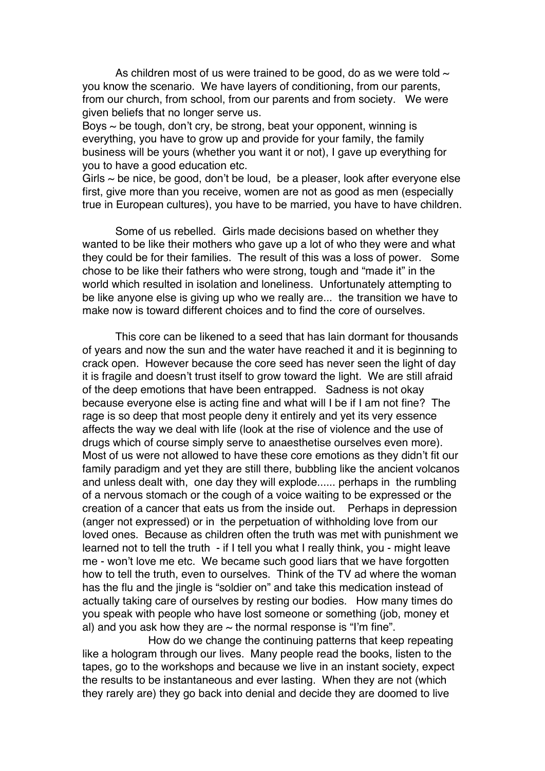As children most of us were trained to be good, do as we were told ~ you know the scenario. We have layers of conditioning, from our parents, from our church, from school, from our parents and from society. We were given beliefs that no longer serve us.

Boys ~ be tough, don't cry, be strong, beat your opponent, winning is everything, you have to grow up and provide for your family, the family business will be yours (whether you want it or not), I gave up everything for you to have a good education etc.

Girls ~ be nice, be good, don't be loud, be a pleaser, look after everyone else first, give more than you receive, women are not as good as men (especially true in European cultures), you have to be married, you have to have children.

Some of us rebelled. Girls made decisions based on whether they wanted to be like their mothers who gave up a lot of who they were and what they could be for their families. The result of this was a loss of power. Some chose to be like their fathers who were strong, tough and "made it" in the world which resulted in isolation and loneliness. Unfortunately attempting to be like anyone else is giving up who we really are... the transition we have to make now is toward different choices and to find the core of ourselves.

This core can be likened to a seed that has lain dormant for thousands of years and now the sun and the water have reached it and it is beginning to crack open. However because the core seed has never seen the light of day it is fragile and doesn't trust itself to grow toward the light. We are still afraid of the deep emotions that have been entrapped. Sadness is not okay because everyone else is acting fine and what will I be if I am not fine? The rage is so deep that most people deny it entirely and yet its very essence affects the way we deal with life (look at the rise of violence and the use of drugs which of course simply serve to anaesthetise ourselves even more). Most of us were not allowed to have these core emotions as they didn't fit our family paradigm and yet they are still there, bubbling like the ancient volcanos and unless dealt with, one day they will explode...... perhaps in the rumbling of a nervous stomach or the cough of a voice waiting to be expressed or the creation of a cancer that eats us from the inside out. Perhaps in depression (anger not expressed) or in the perpetuation of withholding love from our loved ones. Because as children often the truth was met with punishment we learned not to tell the truth - if I tell you what I really think, you - might leave me - won't love me etc. We became such good liars that we have forgotten how to tell the truth, even to ourselves. Think of the TV ad where the woman has the flu and the jingle is "soldier on" and take this medication instead of actually taking care of ourselves by resting our bodies. How many times do you speak with people who have lost someone or something (job, money et al) and you ask how they are ~ the normal response is "I'm fine".

How do we change the continuing patterns that keep repeating like a hologram through our lives. Many people read the books, listen to the tapes, go to the workshops and because we live in an instant society, expect the results to be instantaneous and ever lasting. When they are not (which they rarely are) they go back into denial and decide they are doomed to live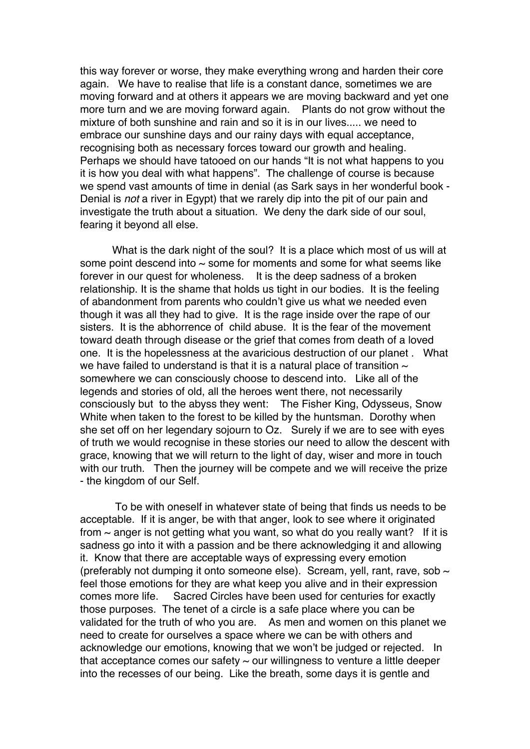this way forever or worse, they make everything wrong and harden their core again. We have to realise that life is a constant dance, sometimes we are moving forward and at others it appears we are moving backward and yet one more turn and we are moving forward again. Plants do not grow without the mixture of both sunshine and rain and so it is in our lives..... we need to embrace our sunshine days and our rainy days with equal acceptance, recognising both as necessary forces toward our growth and healing. Perhaps we should have tatooed on our hands "It is not what happens to you it is how you deal with what happens". The challenge of course is because we spend vast amounts of time in denial (as Sark says in her wonderful book - Denial is *not* a river in Egypt) that we rarely dip into the pit of our pain and investigate the truth about a situation. We deny the dark side of our soul, fearing it beyond all else.

What is the dark night of the soul? It is a place which most of us will at some point descend into ~ some for moments and some for what seems like forever in our quest for wholeness. It is the deep sadness of a broken relationship. It is the shame that holds us tight in our bodies. It is the feeling of abandonment from parents who couldn't give us what we needed even though it was all they had to give. It is the rage inside over the rape of our sisters. It is the abhorrence of child abuse. It is the fear of the movement toward death through disease or the grief that comes from death of a loved one. It is the hopelessness at the avaricious destruction of our planet . What we have failed to understand is that it is a natural place of transition ~ somewhere we can consciously choose to descend into. Like all of the legends and stories of old, all the heroes went there, not necessarily consciously but to the abyss they went: The Fisher King, Odysseus, Snow White when taken to the forest to be killed by the huntsman. Dorothy when she set off on her legendary sojourn to Oz. Surely if we are to see with eyes of truth we would recognise in these stories our need to allow the descent with grace, knowing that we will return to the light of day, wiser and more in touch with our truth. Then the journey will be compete and we will receive the prize - the kingdom of our Self.

To be with oneself in whatever state of being that finds us needs to be acceptable. If it is anger, be with that anger, look to see where it originated from ~ anger is not getting what you want, so what do you really want? If it is sadness go into it with a passion and be there acknowledging it and allowing it. Know that there are acceptable ways of expressing every emotion (preferably not dumping it onto someone else). Scream, yell, rant, rave, sob ~ feel those emotions for they are what keep you alive and in their expression comes more life. Sacred Circles have been used for centuries for exactly those purposes. The tenet of a circle is a safe place where you can be validated for the truth of who you are. As men and women on this planet we need to create for ourselves a space where we can be with others and acknowledge our emotions, knowing that we won't be judged or rejected. In that acceptance comes our safety ~ our willingness to venture a little deeper into the recesses of our being. Like the breath, some days it is gentle and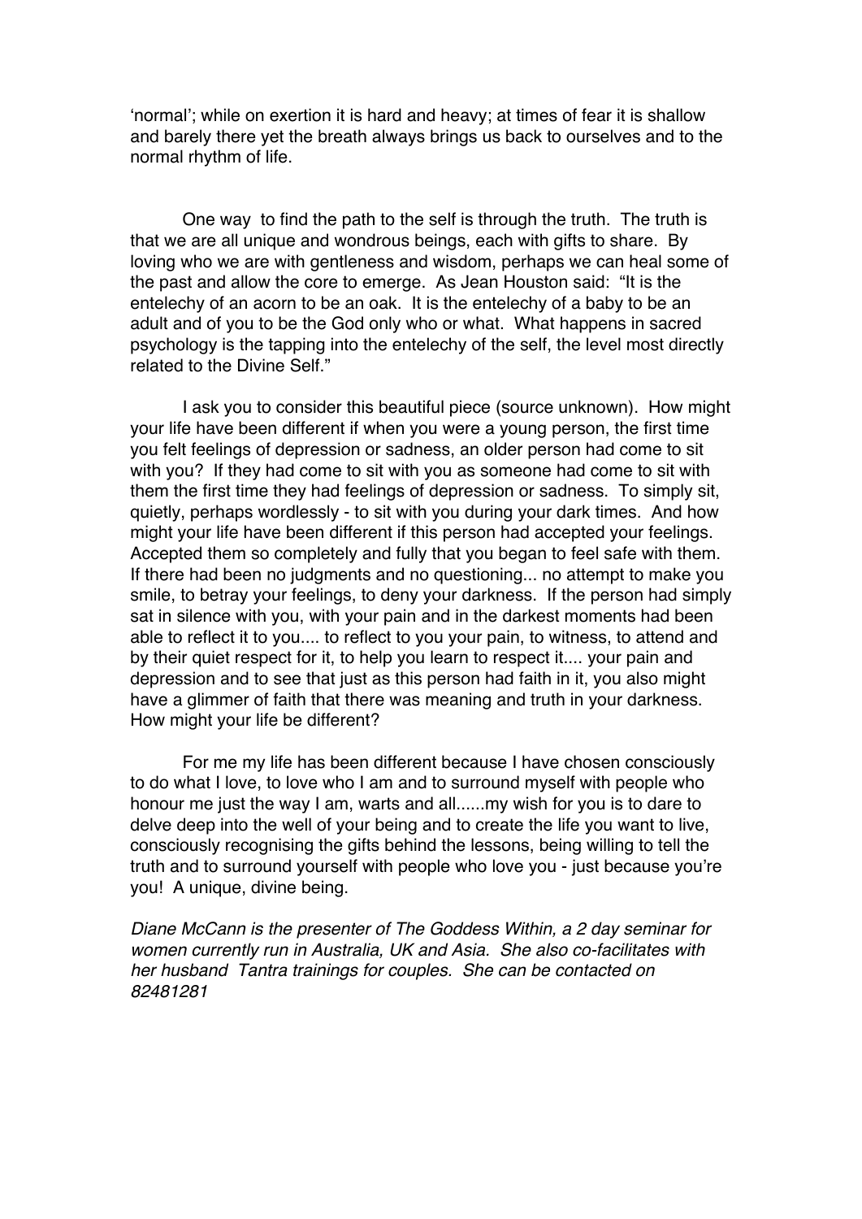'normal'; while on exertion it is hard and heavy; at times of fear it is shallow and barely there yet the breath always brings us back to ourselves and to the normal rhythm of life.

One way to find the path to the self is through the truth. The truth is that we are all unique and wondrous beings, each with gifts to share. By loving who we are with gentleness and wisdom, perhaps we can heal some of the past and allow the core to emerge. As Jean Houston said: "It is the entelechy of an acorn to be an oak. It is the entelechy of a baby to be an adult and of you to be the God only who or what. What happens in sacred psychology is the tapping into the entelechy of the self, the level most directly related to the Divine Self."

I ask you to consider this beautiful piece (source unknown). How might your life have been different if when you were a young person, the first time you felt feelings of depression or sadness, an older person had come to sit with you? If they had come to sit with you as someone had come to sit with them the first time they had feelings of depression or sadness. To simply sit, quietly, perhaps wordlessly - to sit with you during your dark times. And how might your life have been different if this person had accepted your feelings. Accepted them so completely and fully that you began to feel safe with them. If there had been no judgments and no questioning... no attempt to make you smile, to betray your feelings, to deny your darkness. If the person had simply sat in silence with you, with your pain and in the darkest moments had been able to reflect it to you.... to reflect to you your pain, to witness, to attend and by their quiet respect for it, to help you learn to respect it.... your pain and depression and to see that just as this person had faith in it, you also might have a glimmer of faith that there was meaning and truth in your darkness. How might your life be different?

For me my life has been different because I have chosen consciously to do what I love, to love who I am and to surround myself with people who honour me just the way I am, warts and all......my wish for you is to dare to delve deep into the well of your being and to create the life you want to live, consciously recognising the gifts behind the lessons, being willing to tell the truth and to surround yourself with people who love you - just because you're you! A unique, divine being.

*Diane McCann is the presenter of The Goddess Within, a 2 day seminar for women currently run in Australia, UK and Asia. She also co-facilitates with her husband Tantra trainings for couples. She can be contacted on 82481281*